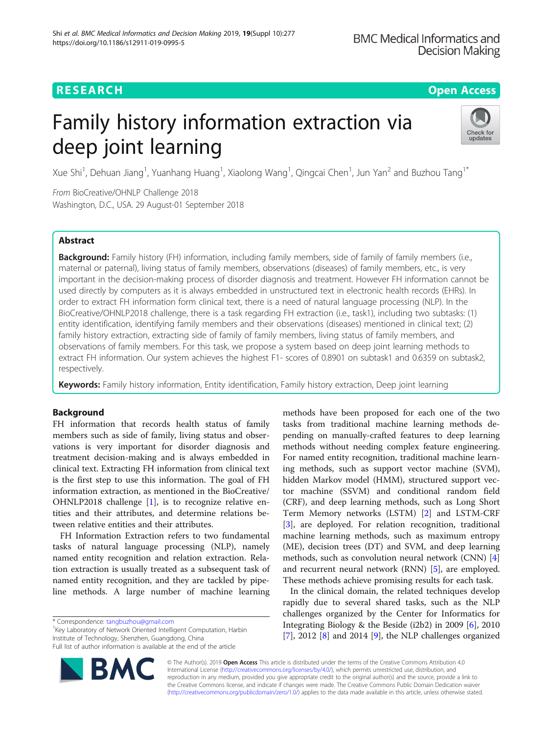**RESEARCH** **Open Access**

# Family history information extraction via deep joint learning

Xue Shi[1], Dehuan Jiang[1], Yuanhang Huang[1], Xiaolong Wang[1], Qingcai Chen[1], Jun Yan[2] and Buzhou Tang[1*]

*From* BioCreative/OHNLP Challenge 2018
Washington, D.C., USA. 29 August-01 September 2018

## Abstract

**Background:** Family history (FH) information, including family members, side of family of family members (i.e., maternal or paternal), living status of family members, observations (diseases) of family members, etc., is very important in the decision-making process of disorder diagnosis and treatment. However FH information cannot be used directly by computers as it is always embedded in unstructured text in electronic health records (EHRs). In order to extract FH information form clinical text, there is a need of natural language processing (NLP). In the BioCreative/OHNLP2018 challenge, there is a task regarding FH extraction (i.e., task1), including two subtasks: (1) entity identification, identifying family members and their observations (diseases) mentioned in clinical text; (2) family history extraction, extracting side of family of family members, living status of family members, and observations of family members. For this task, we propose a system based on deep joint learning methods to extract FH information. Our system achieves the highest F1- scores of 0.8901 on subtask1 and 0.6359 on subtask2, respectively.

**Keywords:** Family history information, Entity identification, Family history extraction, Deep joint learning

## Background

FH information that records health status of family members such as side of family, living status and observations is very important for disorder diagnosis and treatment decision-making and is always embedded in clinical text. Extracting FH information from clinical text is the first step to use this information. The goal of FH information extraction, as mentioned in the BioCreative/OHNLP2018 challenge [1], is to recognize relative entities and their attributes, and determine relations between relative entities and their attributes.

FH Information Extraction refers to two fundamental tasks of natural language processing (NLP), namely named entity recognition and relation extraction. Relation extraction is usually treated as a subsequent task of named entity recognition, and they are tackled by pipeline methods. A large number of machine learning methods have been proposed for each one of the two tasks from traditional machine learning methods depending on manually-crafted features to deep learning methods without needing complex feature engineering. For named entity recognition, traditional machine learning methods, such as support vector machine (SVM), hidden Markov model (HMM), structured support vector machine (SSVM) and conditional random field (CRF), and deep learning methods, such as Long Short Term Memory networks (LSTM) [2] and LSTM-CRF [3], are deployed. For relation recognition, traditional machine learning methods, such as maximum entropy (ME), decision trees (DT) and SVM, and deep learning methods, such as convolution neural network (CNN) [4] and recurrent neural network (RNN) [5], are employed. These methods achieve promising results for each task.

In the clinical domain, the related techniques develop rapidly due to several shared tasks, such as the NLP challenges organized by the Center for Informatics for Integrating Biology & the Beside (i2b2) in 2009 [6], 2010 [7], 2012 [8] and 2014 [9], the NLP challenges organized

* Correspondence: tangbuzhou@gmail.com
[1] Key Laboratory of Network Oriented Intelligent Computation, Harbin Institute of Technology, Shenzhen, Guangdong, China
Full list of author information is available at the end of the article

© The Author(s). 2019 **Open Access** This article is distributed under the terms of the Creative Commons Attribution 4.0 International License (http://creativecommons.org/licenses/by/4.0/), which permits unrestricted use, distribution, and reproduction in any medium, provided you give appropriate credit to the original author(s) and the source, provide a link to the Creative Commons license, and indicate if changes were made. The Creative Commons Public Domain Dedication waiver (http://creativecommons.org/publicdomain/zero/1.0/) applies to the data made available in this article, unless otherwise stated.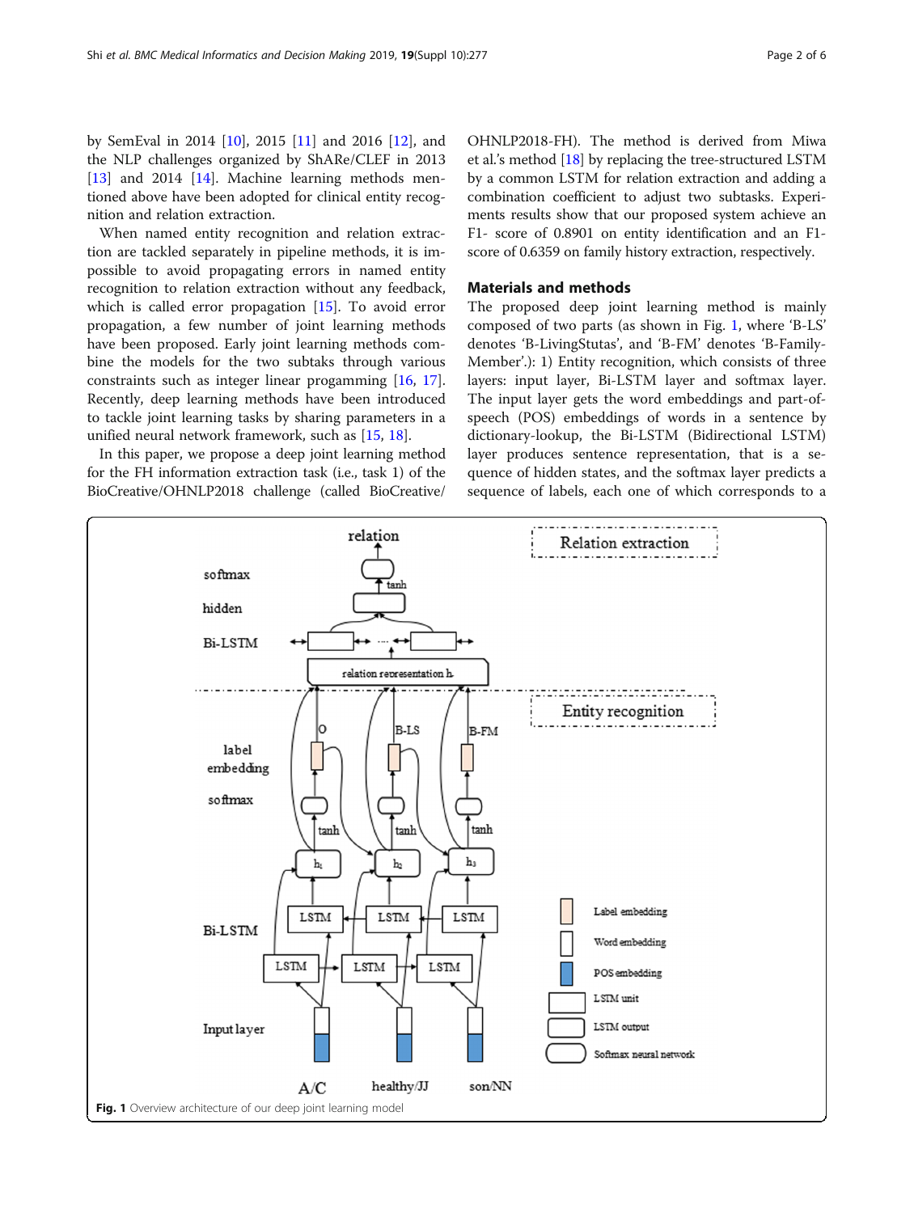by SemEval in 2014 [10], 2015 [11] and 2016 [12], and the NLP challenges organized by ShARe/CLEF in 2013 [13] and 2014 [14]. Machine learning methods mentioned above have been adopted for clinical entity recognition and relation extraction.

When named entity recognition and relation extraction are tackled separately in pipeline methods, it is impossible to avoid propagating errors in named entity recognition to relation extraction without any feedback, which is called error propagation [15]. To avoid error propagation, a few number of joint learning methods have been proposed. Early joint learning methods combine the models for the two subtaks through various constraints such as integer linear progamming [16, 17]. Recently, deep learning methods have been introduced to tackle joint learning tasks by sharing parameters in a unified neural network framework, such as [15, 18].

In this paper, we propose a deep joint learning method for the FH information extraction task (i.e., task 1) of the BioCreative/OHNLP2018 challenge (called BioCreative/OHNLP2018-FH). The method is derived from Miwa et al.'s method [18] by replacing the tree-structured LSTM by a common LSTM for relation extraction and adding a combination coefficient to adjust two subtasks. Experiments results show that our proposed system achieve an F1- score of 0.8901 on entity identification and an F1-score of 0.6359 on family history extraction, respectively.

## Materials and methods

The proposed deep joint learning method is mainly composed of two parts (as shown in Fig. 1, where 'B-LS' denotes 'B-LivingStutas', and 'B-FM' denotes 'B-Family-Member'.): 1) Entity recognition, which consists of three layers: input layer, Bi-LSTM layer and softmax layer. The input layer gets the word embeddings and part-of-speech (POS) embeddings of words in a sentence by dictionary-lookup, the Bi-LSTM (Bidirectional LSTM) layer produces sentence representation, that is a sequence of hidden states, and the softmax layer predicts a sequence of labels, each one of which corresponds to a

**Fig. 1** Overview architecture of our deep joint learning model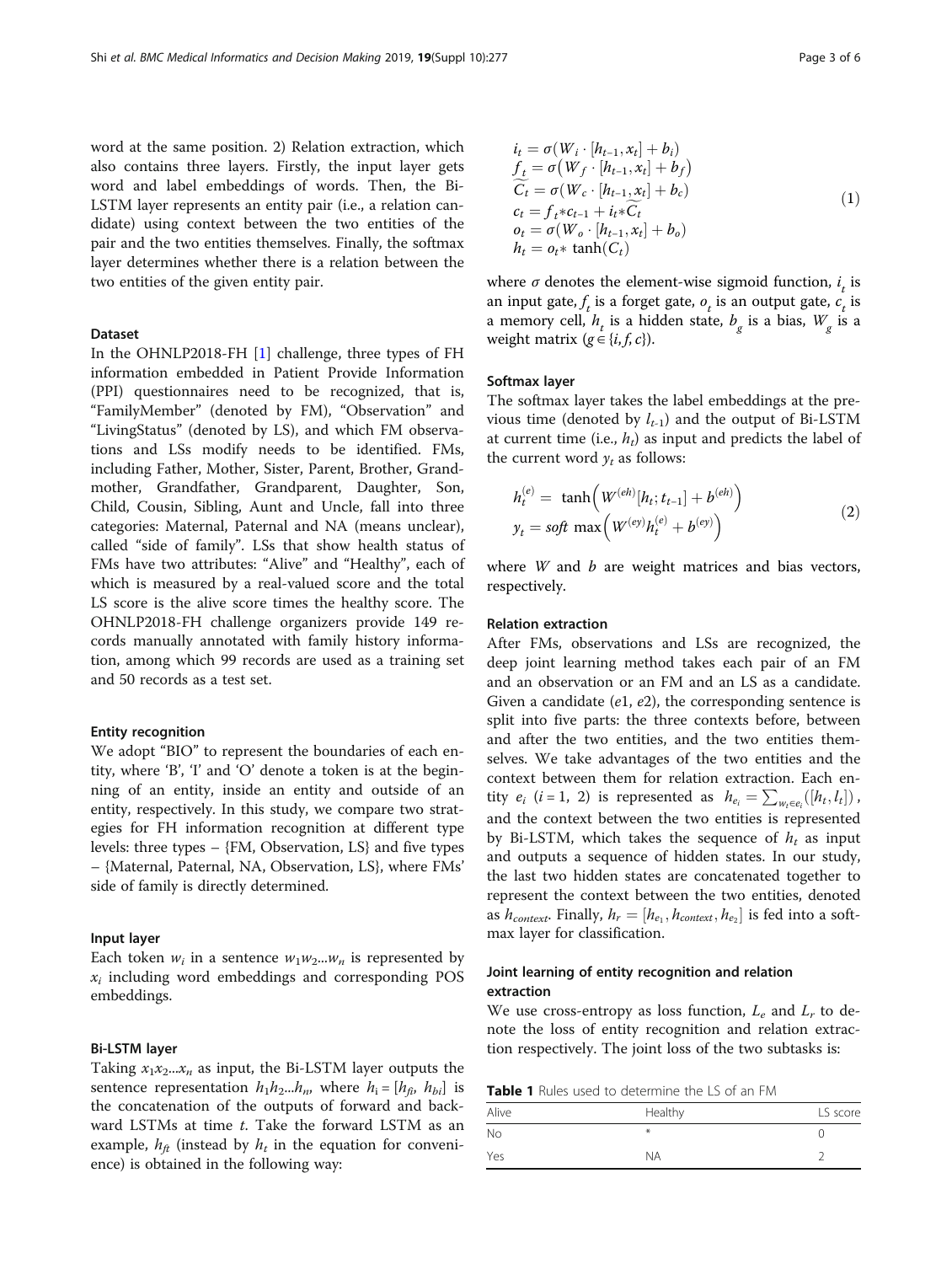word at the same position. 2) Relation extraction, which also contains three layers. Firstly, the input layer gets word and label embeddings of words. Then, the Bi-LSTM layer represents an entity pair (i.e., a relation candidate) using context between the two entities of the pair and the two entities themselves. Finally, the softmax layer determines whether there is a relation between the two entities of the given entity pair.

### Dataset

In the OHNLP2018-FH [1] challenge, three types of FH information embedded in Patient Provide Information (PPI) questionnaires need to be recognized, that is, "FamilyMember" (denoted by FM), "Observation" and "LivingStatus" (denoted by LS), and which FM observations and LSs modify needs to be identified. FMs, including Father, Mother, Sister, Parent, Brother, Grandmother, Grandfather, Grandparent, Daughter, Son, Child, Cousin, Sibling, Aunt and Uncle, fall into three categories: Maternal, Paternal and NA (means unclear), called "side of family". LSs that show health status of FMs have two attributes: "Alive" and "Healthy", each of which is measured by a real-valued score and the total LS score is the alive score times the healthy score. The OHNLP2018-FH challenge organizers provide 149 records manually annotated with family history information, among which 99 records are used as a training set and 50 records as a test set.

### Entity recognition

We adopt "BIO" to represent the boundaries of each entity, where 'B', 'I' and 'O' denote a token is at the beginning of an entity, inside an entity and outside of an entity, respectively. In this study, we compare two strategies for FH information recognition at different type levels: three types – {FM, Observation, LS} and five types – {Maternal, Paternal, NA, Observation, LS}, where FMs' side of family is directly determined.

### Input layer

Each token $w_i$ in a sentence $w_1w_2...w_n$ is represented by $x_i$ including word embeddings and corresponding POS embeddings.

### Bi-LSTM layer

Taking $x_1x_2...x_n$ as input, the Bi-LSTM layer outputs the sentence representation $h_1h_2...h_n$, where $h_i = [h_{fi}, h_{bi}]$ is the concatenation of the outputs of forward and backward LSTMs at time $t$. Take the forward LSTM as an example, $h_{ft}$ (instead by $h_t$ in the equation for convenience) is obtained in the following way:

$$
\begin{aligned}
i_t &= \sigma(W_i \cdot [h_{t-1}, x_t] + b_i) \\
f_t &= \sigma(W_f \cdot [h_{t-1}, x_t] + b_f) \\
\widetilde{C_t} &= \sigma(W_c \cdot [h_{t-1}, x_t] + b_c) \\
c_t &= f_t * c_{t-1} + i_t * \widetilde{C_t} \\
o_t &= \sigma(W_o \cdot [h_{t-1}, x_t] + b_o) \\
h_t &= o_t * \tanh(C_t)
\end{aligned}
\tag{1}
$$

where $\sigma$ denotes the element-wise sigmoid function, $i_t$ is an input gate, $f_t$ is a forget gate, $o_t$ is an output gate, $c_t$ is a memory cell, $h_t$ is a hidden state, $b_g$ is a bias, $W_g$ is a weight matrix ($g \in \{i, f, c\}$).

### Softmax layer

The softmax layer takes the label embeddings at the previous time (denoted by $l_{t-1}$) and the output of Bi-LSTM at current time (i.e., $h_t$) as input and predicts the label of the current word $y_t$ as follows:

$$
\begin{aligned}
h_t^{(e)} &= \tanh\left(W^{(eh)}[h_t; t_{t-1}] + b^{(eh)}\right) \\
y_t &= soft\ \max\left(W^{(ey)} h_t^{(e)} + b^{(ey)}\right)
\end{aligned}
\tag{2}
$$

where $W$ and $b$ are weight matrices and bias vectors, respectively.

### Relation extraction

After FMs, observations and LSs are recognized, the deep joint learning method takes each pair of an FM and an observation or an FM and an LS as a candidate. Given a candidate ($e1$, $e2$), the corresponding sentence is split into five parts: the three contexts before, between and after the two entities, and the two entities themselves. We take advantages of the two entities and the context between them for relation extraction. Each entity $e_i$ ($i = 1, 2$) is represented as $h_{e_i} = \sum_{w_t \in e_i}([h_t, l_t])$, and the context between the two entities is represented by Bi-LSTM, which takes the sequence of $h_t$ as input and outputs a sequence of hidden states. In our study, the last two hidden states are concatenated together to represent the context between the two entities, denoted as $h_{context}$. Finally, $h_r = [h_{e_1}, h_{context}, h_{e_2}]$ is fed into a softmax layer for classification.

### Joint learning of entity recognition and relation extraction

We use cross-entropy as loss function, $L_e$ and $L_r$ to denote the loss of entity recognition and relation extraction respectively. The joint loss of the two subtasks is:

**Table 1** Rules used to determine the LS of an FM

| Alive | Healthy | LS score |
|---|---|---|
| No | * | 0 |
| Yes | NA | 2 |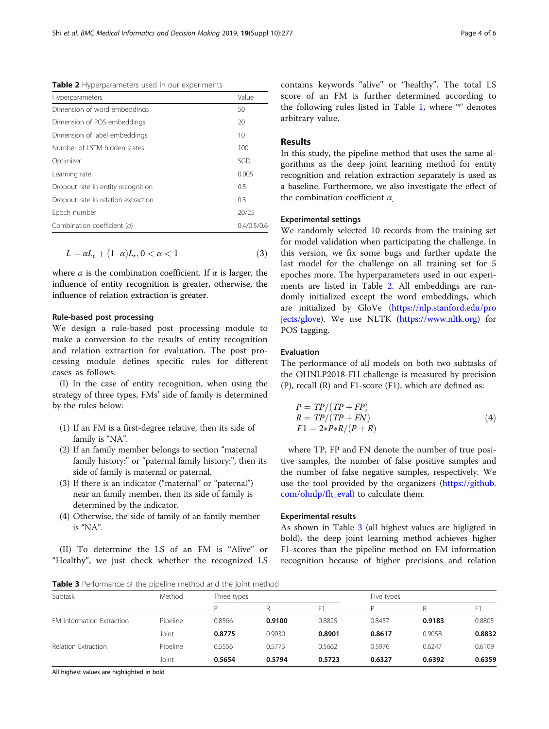**Table 2** Hyperparameters used in our experiments

| Hyperparameters | Value |
| --- | --- |
| Dimension of word embeddings | 50 |
| Dimension of POS embeddings | 20 |
| Dimension of label embeddings | 10 |
| Number of LSTM hidden states | 100 |
| Optimizer | SGD |
| Learning rate | 0.005 |
| Dropout rate in entity recognition | 0.5 |
| Dropout rate in relation extraction | 0.3 |
| Epoch number | 20/25 |
| Combination coefficient ($\alpha$) | 0.4/0.5/0.6 |

$$L = \alpha L_e + (1 - \alpha) L_r, 0 < \alpha < 1 \tag{3}$$

where $\alpha$ is the combination coefficient. If $\alpha$ is larger, the influence of entity recognition is greater, otherwise, the influence of relation extraction is greater.

### Rule-based post processing

We design a rule-based post processing module to make a conversion to the results of entity recognition and relation extraction for evaluation. The post processing module defines specific rules for different cases as follows:

(I) In the case of entity recognition, when using the strategy of three types, FMs' side of family is determined by the rules below:

1. If an FM is a first-degree relative, then its side of family is "NA".
2. If an family member belongs to section "maternal family history:" or "paternal family history:", then its side of family is maternal or paternal.
3. If there is an indicator ("maternal" or "paternal") near an family member, then its side of family is determined by the indicator.
4. Otherwise, the side of family of an family member is "NA".

(II) To determine the LS of an FM is "Alive" or "Healthy", we just check whether the recognized LS contains keywords "alive" or "healthy". The total LS score of an FM is further determined according to the following rules listed in Table 1, where '*' denotes arbitrary value.

## Results

In this study, the pipeline method that uses the same algorithms as the deep joint learning method for entity recognition and relation extraction separately is used as a baseline. Furthermore, we also investigate the effect of the combination coefficient $\alpha$.

### Experimental settings

We randomly selected 10 records from the training set for model validation when participating the challenge. In this version, we fix some bugs and further update the last model for the challenge on all training set for 5 epoches more. The hyperparameters used in our experiments are listed in Table 2. All embeddings are randomly initialized except the word embeddings, which are initialized by GloVe (https://nlp.stanford.edu/projects/glove). We use NLTK (https://www.nltk.org) for POS tagging.

### Evaluation

The performance of all models on both two subtasks of the OHNLP2018-FH challenge is measured by precision (P), recall (R) and F1-score (F1), which are defined as:

$$\begin{aligned} P &= TP/(TP + FP) \\ R &= TP/(TP + FN) \\ F1 &= 2*P*R/(P + R) \end{aligned} \tag{4}$$

where TP, FP and FN denote the number of true positive samples, the number of false positive samples and the number of false negative samples, respectively. We use the tool provided by the organizers (https://github.com/ohnlp/fh_eval) to calculate them.

### Experimental results

As shown in Table 3 (all highest values are higligted in bold), the deep joint learning method achieves higher F1-scores than the pipeline method on FM information recognition because of higher precisions and relation

**Table 3** Performance of the pipeline method and the joint method

| Subtask | Method | Three types | | | Five types | | |
| --- | --- | --- | --- | --- | --- | --- | --- |
| | | P | R | F1 | P | R | F1 |
| FM information Extraction | Pipeline | 0.8566 | **0.9100** | 0.8825 | 0.8457 | **0.9183** | 0.8805 |
| | Joint | **0.8775** | 0.9030 | **0.8901** | **0.8617** | 0.9058 | **0.8832** |
| Relation Extraction | Pipeline | 0.5556 | 0.5773 | 0.5662 | 0.5976 | 0.6247 | 0.6109 |
| | Joint | **0.5654** | **0.5794** | **0.5723** | **0.6327** | **0.6392** | **0.6359** |

All highest values are highlighted in bold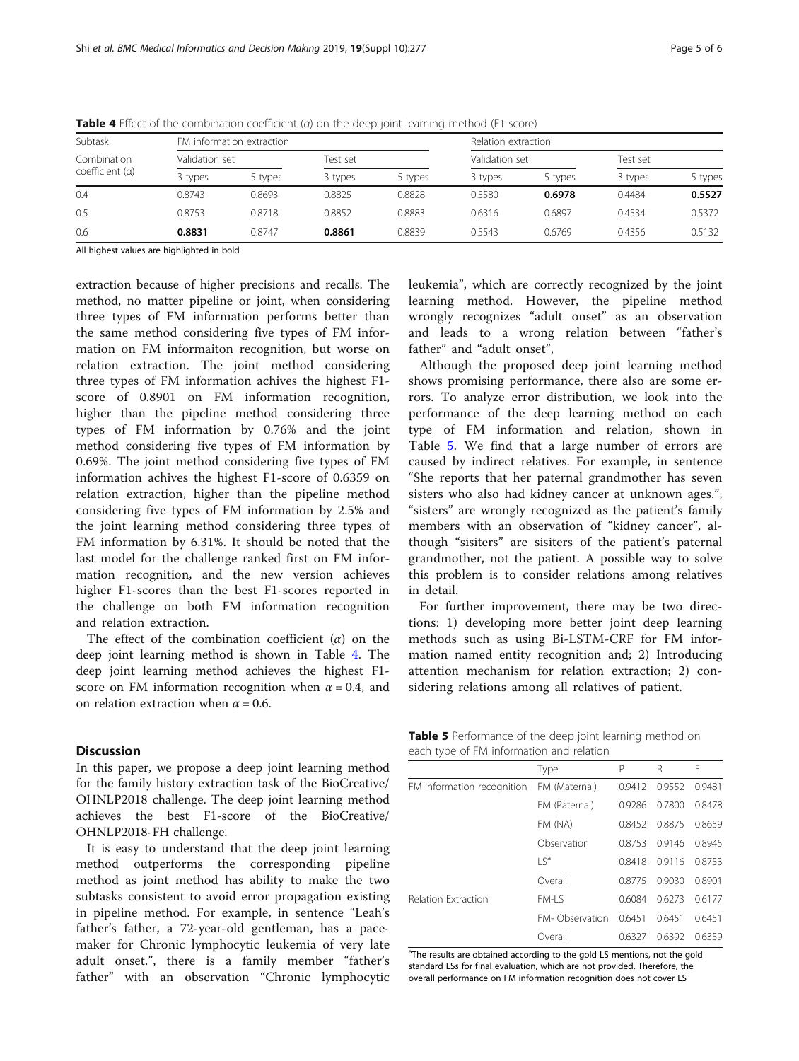**Table 4** Effect of the combination coefficient ($\alpha$) on the deep joint learning method (F1-score)

| Subtask | FM information extraction | | | | Relation extraction | | | |
|---|---|---|---|---|---|---|---|---|
| Combination coefficient ($\alpha$) | Validation set | | Test set | | Validation set | | Test set | |
| | 3 types | 5 types | 3 types | 5 types | 3 types | 5 types | 3 types | 5 types |
| 0.4 | 0.8743 | 0.8693 | 0.8825 | 0.8828 | 0.5580 | **0.6978** | 0.4484 | **0.5527** |
| 0.5 | 0.8753 | 0.8718 | 0.8852 | 0.8883 | 0.6316 | 0.6897 | 0.4534 | 0.5372 |
| 0.6 | **0.8831** | 0.8747 | **0.8861** | 0.8839 | 0.5543 | 0.6769 | 0.4356 | 0.5132 |

All highest values are highlighted in bold

extraction because of higher precisions and recalls. The method, no matter pipeline or joint, when considering three types of FM information performs better than the same method considering five types of FM information on FM informaiton recognition, but worse on relation extraction. The joint method considering three types of FM information achives the highest F1-score of 0.8901 on FM information recognition, higher than the pipeline method considering three types of FM information by 0.76% and the joint method considering five types of FM information by 0.69%. The joint method considering five types of FM information achives the highest F1-score of 0.6359 on relation extraction, higher than the pipeline method considering five types of FM information by 2.5% and the joint learning method considering three types of FM information by 6.31%. It should be noted that the last model for the challenge ranked first on FM information recognition, and the new version achieves higher F1-scores than the best F1-scores reported in the challenge on both FM information recognition and relation extraction.

The effect of the combination coefficient ($\alpha$) on the deep joint learning method is shown in Table 4. The deep joint learning method achieves the highest F1-score on FM information recognition when $\alpha = 0.4$, and on relation extraction when $\alpha = 0.6$.

## Discussion

In this paper, we propose a deep joint learning method for the family history extraction task of the BioCreative/OHNLP2018 challenge. The deep joint learning method achieves the best F1-score of the BioCreative/OHNLP2018-FH challenge.

It is easy to understand that the deep joint learning method outperforms the corresponding pipeline method as joint method has ability to make the two subtasks consistent to avoid error propagation existing in pipeline method. For example, in sentence "Leah's father's father, a 72-year-old gentleman, has a pacemaker for Chronic lymphocytic leukemia of very late adult onset.", there is a family member "father's father" with an observation "Chronic lymphocytic leukemia", which are correctly recognized by the joint learning method. However, the pipeline method wrongly recognizes "adult onset" as an observation and leads to a wrong relation between "father's father" and "adult onset",

Although the proposed deep joint learning method shows promising performance, there also are some errors. To analyze error distribution, we look into the performance of the deep learning method on each type of FM information and relation, shown in Table 5. We find that a large number of errors are caused by indirect relatives. For example, in sentence "She reports that her paternal grandmother has seven sisters who also had kidney cancer at unknown ages.", "sisters" are wrongly recognized as the patient's family members with an observation of "kidney cancer", although "sisiters" are sisiters of the patient's paternal grandmother, not the patient. A possible way to solve this problem is to consider relations among relatives in detail.

For further improvement, there may be two directions: 1) developing more better joint deep learning methods such as using Bi-LSTM-CRF for FM information named entity recognition and; 2) Introducing attention mechanism for relation extraction; 2) considering relations among all relatives of patient.

**Table 5** Performance of the deep joint learning method on each type of FM information and relation

| | Type | P | R | F |
|---|---|---|---|---|
| FM information recognition | FM (Maternal) | 0.9412 | 0.9552 | 0.9481 |
| | FM (Paternal) | 0.9286 | 0.7800 | 0.8478 |
| | FM (NA) | 0.8452 | 0.8875 | 0.8659 |
| | Observation | 0.8753 | 0.9146 | 0.8945 |
| | LS[a] | 0.8418 | 0.9116 | 0.8753 |
| | Overall | 0.8775 | 0.9030 | 0.8901 |
| Relation Extraction | FM-LS | 0.6084 | 0.6273 | 0.6177 |
| | FM- Observation | 0.6451 | 0.6451 | 0.6451 |
| | Overall | 0.6327 | 0.6392 | 0.6359 |

[a]The results are obtained according to the gold LS mentions, not the gold standard LSs for final evaluation, which are not provided. Therefore, the overall performance on FM information recognition does not cover LS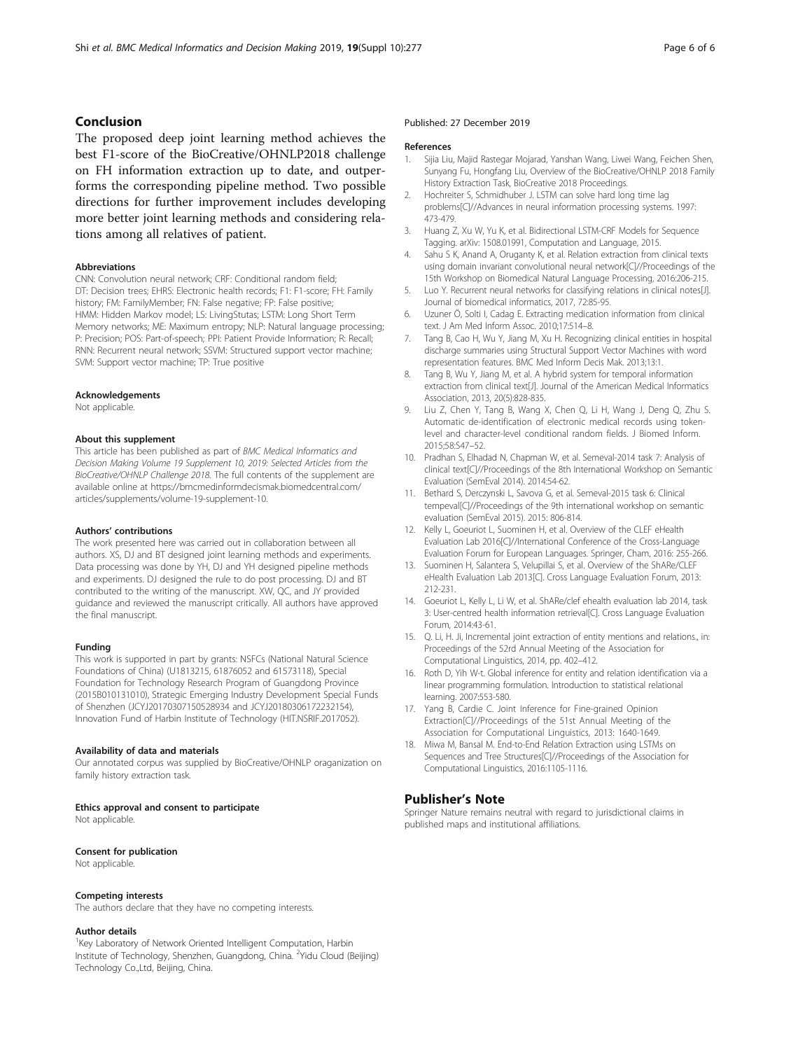## Conclusion

The proposed deep joint learning method achieves the best F1-score of the BioCreative/OHNLP2018 challenge on FH information extraction up to date, and outperforms the corresponding pipeline method. Two possible directions for further improvement includes developing more better joint learning methods and considering relations among all relatives of patient.

#### Abbreviations

CNN: Convolution neural network; CRF: Conditional random field; DT: Decision trees; EHRS: Electronic health records; F1: F1-score; FH: Family history; FM: FamilyMember; FN: False negative; FP: False positive; HMM: Hidden Markov model; LS: LivingStutas; LSTM: Long Short Term Memory networks; ME: Maximum entropy; NLP: Natural language processing; P: Precision; POS: Part-of-speech; PPI: Patient Provide Information; R: Recall; RNN: Recurrent neural network; SSVM: Structured support vector machine; SVM: Support vector machine; TP: True positive

#### Acknowledgements

Not applicable.

#### About this supplement

This article has been published as part of *BMC Medical Informatics and Decision Making Volume 19 Supplement 10, 2019: Selected Articles from the BioCreative/OHNLP Challenge 2018*. The full contents of the supplement are available online at https://bmcmedinformdecismak.biomedcentral.com/articles/supplements/volume-19-supplement-10.

#### Authors' contributions

The work presented here was carried out in collaboration between all authors. XS, DJ and BT designed joint learning methods and experiments. Data processing was done by YH, DJ and YH designed pipeline methods and experiments. DJ designed the rule to do post processing. DJ and BT contributed to the writing of the manuscript. XW, QC, and JY provided guidance and reviewed the manuscript critically. All authors have approved the final manuscript.

#### Funding

This work is supported in part by grants: NSFCs (National Natural Science Foundations of China) (U1813215, 61876052 and 61573118), Special Foundation for Technology Research Program of Guangdong Province (2015B010131010), Strategic Emerging Industry Development Special Funds of Shenzhen (JCYJ20170307150528934 and JCYJ20180306172232154), Innovation Fund of Harbin Institute of Technology (HIT.NSRIF.2017052).

#### Availability of data and materials

Our annotated corpus was supplied by BioCreative/OHNLP oraganization on family history extraction task.

#### Ethics approval and consent to participate

Not applicable.

#### Consent for publication

Not applicable.

#### Competing interests

The authors declare that they have no competing interests.

#### Author details

[1]Key Laboratory of Network Oriented Intelligent Computation, Harbin Institute of Technology, Shenzhen, Guangdong, China. [2]Yidu Cloud (Beijing) Technology Co.,Ltd, Beijing, China.

Published: 27 December 2019

#### References

1. Sijia Liu, Majid Rastegar Mojarad, Yanshan Wang, Liwei Wang, Feichen Shen, Sunyang Fu, Hongfang Liu, Overview of the BioCreative/OHNLP 2018 Family History Extraction Task, BioCreative 2018 Proceedings.
2. Hochreiter S, Schmidhuber J. LSTM can solve hard long time lag problems[C]//Advances in neural information processing systems. 1997: 473-479.
3. Huang Z, Xu W, Yu K, et al. Bidirectional LSTM-CRF Models for Sequence Tagging. arXiv: 1508.01991, Computation and Language, 2015.
4. Sahu S K, Anand A, Oruganty K, et al. Relation extraction from clinical texts using domain invariant convolutional neural network[C]//Proceedings of the 15th Workshop on Biomedical Natural Language Processing, 2016:206-215.
5. Luo Y. Recurrent neural networks for classifying relations in clinical notes[J]. Journal of biomedical informatics, 2017, 72:85-95.
6. Uzuner Ö, Solti I, Cadag E. Extracting medication information from clinical text. J Am Med Inform Assoc. 2010;17:514–8.
7. Tang B, Cao H, Wu Y, Jiang M, Xu H. Recognizing clinical entities in hospital discharge summaries using Structural Support Vector Machines with word representation features. BMC Med Inform Decis Mak. 2013;13:1.
8. Tang B, Wu Y, Jiang M, et al. A hybrid system for temporal information extraction from clinical text[J]. Journal of the American Medical Informatics Association, 2013, 20(5):828-835.
9. Liu Z, Chen Y, Tang B, Wang X, Chen Q, Li H, Wang J, Deng Q, Zhu S. Automatic de-identification of electronic medical records using token-level and character-level conditional random fields. J Biomed Inform. 2015;58:S47–52.
10. Pradhan S, Elhadad N, Chapman W, et al. Semeval-2014 task 7: Analysis of clinical text[C]//Proceedings of the 8th International Workshop on Semantic Evaluation (SemEval 2014). 2014:54-62.
11. Bethard S, Derczynski L, Savova G, et al. Semeval-2015 task 6: Clinical tempeval[C]//Proceedings of the 9th international workshop on semantic evaluation (SemEval 2015). 2015: 806-814.
12. Kelly L, Goeuriot L, Suominen H, et al. Overview of the CLEF eHealth Evaluation Lab 2016[C]//International Conference of the Cross-Language Evaluation Forum for European Languages. Springer, Cham, 2016: 255-266.
13. Suominen H, Salantera S, Velupillai S, et al. Overview of the ShARe/CLEF eHealth Evaluation Lab 2013[C]. Cross Language Evaluation Forum, 2013: 212-231.
14. Goeuriot L, Kelly L, Li W, et al. ShARe/clef ehealth evaluation lab 2014, task 3: User-centred health information retrieval[C]. Cross Language Evaluation Forum, 2014:43-61.
15. Q. Li, H. Ji, Incremental joint extraction of entity mentions and relations., in: Proceedings of the 52rd Annual Meeting of the Association for Computational Linguistics, 2014, pp. 402–412.
16. Roth D, Yih W-t. Global inference for entity and relation identification via a linear programming formulation. Introduction to statistical relational learning. 2007:553-580.
17. Yang B, Cardie C. Joint Inference for Fine-grained Opinion Extraction[C]//Proceedings of the 51st Annual Meeting of the Association for Computational Linguistics, 2013: 1640-1649.
18. Miwa M, Bansal M. End-to-End Relation Extraction using LSTMs on Sequences and Tree Structures[C]//Proceedings of the Association for Computational Linguistics, 2016:1105-1116.

## Publisher's Note

Springer Nature remains neutral with regard to jurisdictional claims in published maps and institutional affiliations.